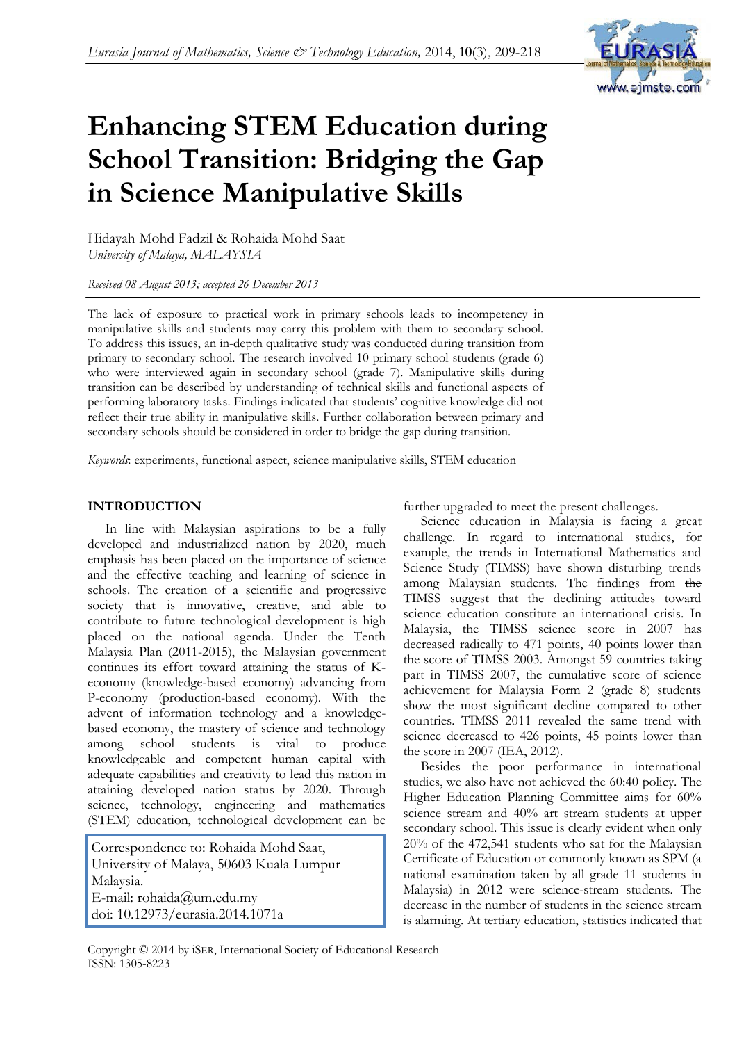# Enhancing STEM Education during School Transition: Bridging the Gap in Science Manipulative Skills

Hidayah Mohd Fadzil & Rohaida Mohd Saat
*University of Malaya, MALAYSIA*

*Received 08 August 2013; accepted 26 December 2013*

The lack of exposure to practical work in primary schools leads to incompetency in manipulative skills and students may carry this problem with them to secondary school. To address this issues, an in-depth qualitative study was conducted during transition from primary to secondary school. The research involved 10 primary school students (grade 6) who were interviewed again in secondary school (grade 7). Manipulative skills during transition can be described by understanding of technical skills and functional aspects of performing laboratory tasks. Findings indicated that students' cognitive knowledge did not reflect their true ability in manipulative skills. Further collaboration between primary and secondary schools should be considered in order to bridge the gap during transition.

*Keywords*: experiments, functional aspect, science manipulative skills, STEM education

## INTRODUCTION

In line with Malaysian aspirations to be a fully developed and industrialized nation by 2020, much emphasis has been placed on the importance of science and the effective teaching and learning of science in schools. The creation of a scientific and progressive society that is innovative, creative, and able to contribute to future technological development is high placed on the national agenda. Under the Tenth Malaysia Plan (2011-2015), the Malaysian government continues its effort toward attaining the status of K-economy (knowledge-based economy) advancing from P-economy (production-based economy). With the advent of information technology and a knowledge-based economy, the mastery of science and technology among school students is vital to produce knowledgeable and competent human capital with adequate capabilities and creativity to lead this nation in attaining developed nation status by 2020. Through science, technology, engineering and mathematics (STEM) education, technological development can be further upgraded to meet the present challenges.

Correspondence to: Rohaida Mohd Saat,
University of Malaya, 50603 Kuala Lumpur Malaysia.
E-mail: rohaida@um.edu.my
doi: 10.12973/eurasia.2014.1071a

Science education in Malaysia is facing a great challenge. In regard to international studies, for example, the trends in International Mathematics and Science Study (TIMSS) have shown disturbing trends among Malaysian students. The findings from ~~the~~ the TIMSS suggest that the declining attitudes toward science education constitute an international crisis. In Malaysia, the TIMSS science score in 2007 has decreased radically to 471 points, 40 points lower than the score of TIMSS 2003. Amongst 59 countries taking part in TIMSS 2007, the cumulative score of science achievement for Malaysia Form 2 (grade 8) students show the most significant decline compared to other countries. TIMSS 2011 revealed the same trend with science decreased to 426 points, 45 points lower than the score in 2007 (IEA, 2012).

Besides the poor performance in international studies, we also have not achieved the 60:40 policy. The Higher Education Planning Committee aims for 60% science stream and 40% art stream students at upper secondary school. This issue is clearly evident when only 20% of the 472,541 students who sat for the Malaysian Certificate of Education or commonly known as SPM (a national examination taken by all grade 11 students in Malaysia) in 2012 were science-stream students. The decrease in the number of students in the science stream is alarming. At tertiary education, statistics indicated that

Copyright © 2014 by iSER, International Society of Educational Research
ISSN: 1305-8223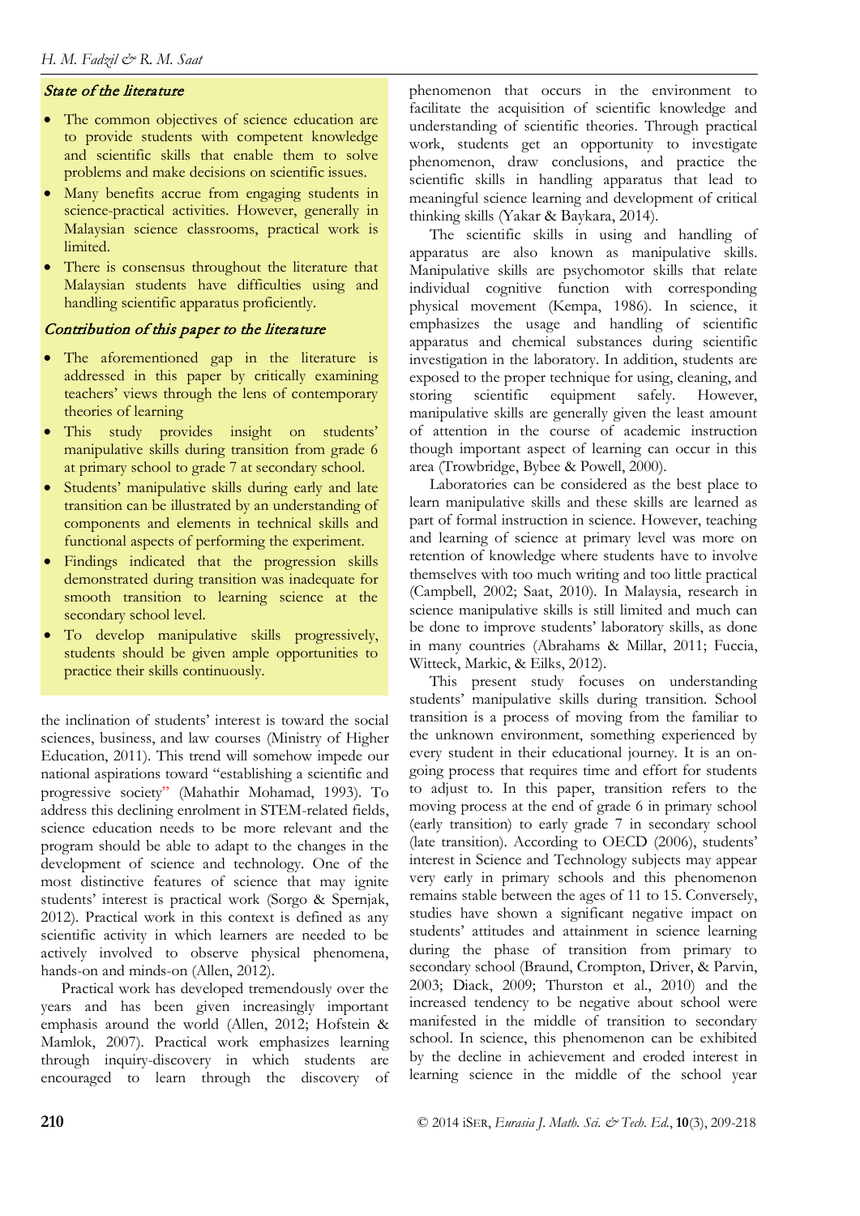### *State of the literature*

- The common objectives of science education are to provide students with competent knowledge and scientific skills that enable them to solve problems and make decisions on scientific issues.
- Many benefits accrue from engaging students in science-practical activities. However, generally in Malaysian science classrooms, practical work is limited.
- There is consensus throughout the literature that Malaysian students have difficulties using and handling scientific apparatus proficiently.

### *Contribution of this paper to the literature*

- The aforementioned gap in the literature is addressed in this paper by critically examining teachers' views through the lens of contemporary theories of learning
- This study provides insight on students' manipulative skills during transition from grade 6 at primary school to grade 7 at secondary school.
- Students' manipulative skills during early and late transition can be illustrated by an understanding of components and elements in technical skills and functional aspects of performing the experiment.
- Findings indicated that the progression skills demonstrated during transition was inadequate for smooth transition to learning science at the secondary school level.
- To develop manipulative skills progressively, students should be given ample opportunities to practice their skills continuously.

the inclination of students' interest is toward the social sciences, business, and law courses (Ministry of Higher Education, 2011). This trend will somehow impede our national aspirations toward "establishing a scientific and progressive society" (Mahathir Mohamad, 1993). To address this declining enrolment in STEM-related fields, science education needs to be more relevant and the program should be able to adapt to the changes in the development of science and technology. One of the most distinctive features of science that may ignite students' interest is practical work (Sorgo & Spernjak, 2012). Practical work in this context is defined as any scientific activity in which learners are needed to be actively involved to observe physical phenomena, hands-on and minds-on (Allen, 2012).

Practical work has developed tremendously over the years and has been given increasingly important emphasis around the world (Allen, 2012; Hofstein & Mamlok, 2007). Practical work emphasizes learning through inquiry-discovery in which students are encouraged to learn through the discovery of phenomenon that occurs in the environment to facilitate the acquisition of scientific knowledge and understanding of scientific theories. Through practical work, students get an opportunity to investigate phenomenon, draw conclusions, and practice the scientific skills in handling apparatus that lead to meaningful science learning and development of critical thinking skills (Yakar & Baykara, 2014).

The scientific skills in using and handling of apparatus are also known as manipulative skills. Manipulative skills are psychomotor skills that relate individual cognitive function with corresponding physical movement (Kempa, 1986). In science, it emphasizes the usage and handling of scientific apparatus and chemical substances during scientific investigation in the laboratory. In addition, students are exposed to the proper technique for using, cleaning, and storing scientific equipment safely. However, manipulative skills are generally given the least amount of attention in the course of academic instruction though important aspect of learning can occur in this area (Trowbridge, Bybee & Powell, 2000).

Laboratories can be considered as the best place to learn manipulative skills and these skills are learned as part of formal instruction in science. However, teaching and learning of science at primary level was more on retention of knowledge where students have to involve themselves with too much writing and too little practical (Campbell, 2002; Saat, 2010). In Malaysia, research in science manipulative skills is still limited and much can be done to improve students' laboratory skills, as done in many countries (Abrahams & Millar, 2011; Fuccia, Witteck, Markic, & Eilks, 2012).

This present study focuses on understanding students' manipulative skills during transition. School transition is a process of moving from the familiar to the unknown environment, something experienced by every student in their educational journey. It is an on-going process that requires time and effort for students to adjust to. In this paper, transition refers to the moving process at the end of grade 6 in primary school (early transition) to early grade 7 in secondary school (late transition). According to OECD (2006), students' interest in Science and Technology subjects may appear very early in primary schools and this phenomenon remains stable between the ages of 11 to 15. Conversely, studies have shown a significant negative impact on students' attitudes and attainment in science learning during the phase of transition from primary to secondary school (Braund, Crompton, Driver, & Parvin, 2003; Diack, 2009; Thurston et al., 2010) and the increased tendency to be negative about school were manifested in the middle of transition to secondary school. In science, this phenomenon can be exhibited by the decline in achievement and eroded interest in learning science in the middle of the school year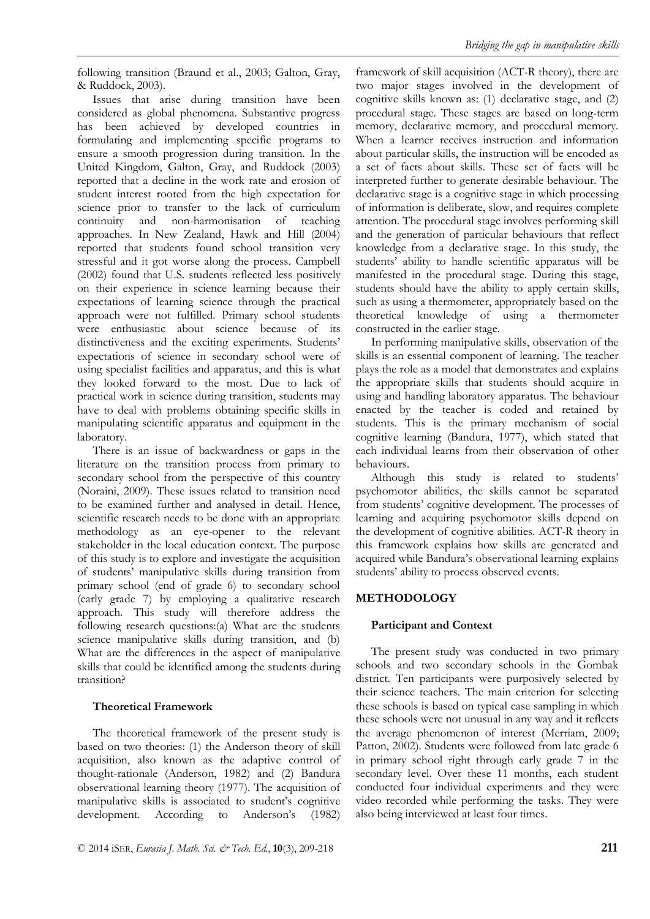following transition (Braund et al., 2003; Galton, Gray, & Ruddock, 2003).

Issues that arise during transition have been considered as global phenomena. Substantive progress has been achieved by developed countries in formulating and implementing specific programs to ensure a smooth progression during transition. In the United Kingdom, Galton, Gray, and Ruddock (2003) reported that a decline in the work rate and erosion of student interest rooted from the high expectation for science prior to transfer to the lack of curriculum continuity and non-harmonisation of teaching approaches. In New Zealand, Hawk and Hill (2004) reported that students found school transition very stressful and it got worse along the process. Campbell (2002) found that U.S. students reflected less positively on their experience in science learning because their expectations of learning science through the practical approach were not fulfilled. Primary school students were enthusiastic about science because of its distinctiveness and the exciting experiments. Students' expectations of science in secondary school were of using specialist facilities and apparatus, and this is what they looked forward to the most. Due to lack of practical work in science during transition, students may have to deal with problems obtaining specific skills in manipulating scientific apparatus and equipment in the laboratory.

There is an issue of backwardness or gaps in the literature on the transition process from primary to secondary school from the perspective of this country (Noraini, 2009). These issues related to transition need to be examined further and analysed in detail. Hence, scientific research needs to be done with an appropriate methodology as an eye-opener to the relevant stakeholder in the local education context. The purpose of this study is to explore and investigate the acquisition of students' manipulative skills during transition from primary school (end of grade 6) to secondary school (early grade 7) by employing a qualitative research approach. This study will therefore address the following research questions:(a) What are the students science manipulative skills during transition, and (b) What are the differences in the aspect of manipulative skills that could be identified among the students during transition?

### Theoretical Framework

The theoretical framework of the present study is based on two theories: (1) the Anderson theory of skill acquisition, also known as the adaptive control of thought-rationale (Anderson, 1982) and (2) Bandura observational learning theory (1977). The acquisition of manipulative skills is associated to student's cognitive development. According to Anderson's (1982) framework of skill acquisition (ACT-R theory), there are two major stages involved in the development of cognitive skills known as: (1) declarative stage, and (2) procedural stage. These stages are based on long-term memory, declarative memory, and procedural memory. When a learner receives instruction and information about particular skills, the instruction will be encoded as a set of facts about skills. These set of facts will be interpreted further to generate desirable behaviour. The declarative stage is a cognitive stage in which processing of information is deliberate, slow, and requires complete attention. The procedural stage involves performing skill and the generation of particular behaviours that reflect knowledge from a declarative stage. In this study, the students' ability to handle scientific apparatus will be manifested in the procedural stage. During this stage, students should have the ability to apply certain skills, such as using a thermometer, appropriately based on the theoretical knowledge of using a thermometer constructed in the earlier stage.

In performing manipulative skills, observation of the skills is an essential component of learning. The teacher plays the role as a model that demonstrates and explains the appropriate skills that students should acquire in using and handling laboratory apparatus. The behaviour enacted by the teacher is coded and retained by students. This is the primary mechanism of social cognitive learning (Bandura, 1977), which stated that each individual learns from their observation of other behaviours.

Although this study is related to students' psychomotor abilities, the skills cannot be separated from students' cognitive development. The processes of learning and acquiring psychomotor skills depend on the development of cognitive abilities. ACT-R theory in this framework explains how skills are generated and acquired while Bandura's observational learning explains students' ability to process observed events.

## METHODOLOGY

### Participant and Context

The present study was conducted in two primary schools and two secondary schools in the Gombak district. Ten participants were purposively selected by their science teachers. The main criterion for selecting these schools is based on typical case sampling in which these schools were not unusual in any way and it reflects the average phenomenon of interest (Merriam, 2009; Patton, 2002). Students were followed from late grade 6 in primary school right through early grade 7 in the secondary level. Over these 11 months, each student conducted four individual experiments and they were video recorded while performing the tasks. They were also being interviewed at least four times.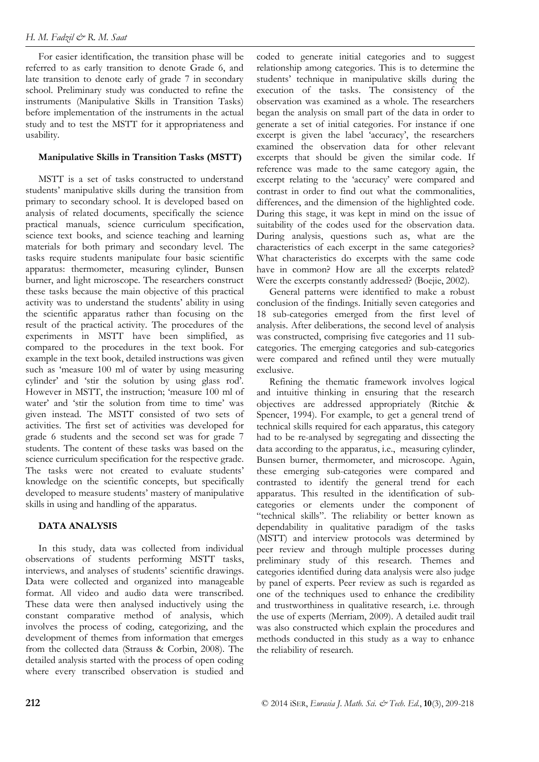For easier identification, the transition phase will be referred to as early transition to denote Grade 6, and late transition to denote early of grade 7 in secondary school. Preliminary study was conducted to refine the instruments (Manipulative Skills in Transition Tasks) before implementation of the instruments in the actual study and to test the MSTT for it appropriateness and usability.

### Manipulative Skills in Transition Tasks (MSTT)

MSTT is a set of tasks constructed to understand students' manipulative skills during the transition from primary to secondary school. It is developed based on analysis of related documents, specifically the science practical manuals, science curriculum specification, science text books, and science teaching and learning materials for both primary and secondary level. The tasks require students manipulate four basic scientific apparatus: thermometer, measuring cylinder, Bunsen burner, and light microscope. The researchers construct these tasks because the main objective of this practical activity was to understand the students' ability in using the scientific apparatus rather than focusing on the result of the practical activity. The procedures of the experiments in MSTT have been simplified, as compared to the procedures in the text book. For example in the text book, detailed instructions was given such as 'measure 100 ml of water by using measuring cylinder' and 'stir the solution by using glass rod'. However in MSTT, the instruction; 'measure 100 ml of water' and 'stir the solution from time to time' was given instead. The MSTT consisted of two sets of activities. The first set of activities was developed for grade 6 students and the second set was for grade 7 students. The content of these tasks was based on the science curriculum specification for the respective grade. The tasks were not created to evaluate students' knowledge on the scientific concepts, but specifically developed to measure students' mastery of manipulative skills in using and handling of the apparatus.

## DATA ANALYSIS

In this study, data was collected from individual observations of students performing MSTT tasks, interviews, and analyses of students' scientific drawings. Data were collected and organized into manageable format. All video and audio data were transcribed. These data were then analysed inductively using the constant comparative method of analysis, which involves the process of coding, categorizing, and the development of themes from information that emerges from the collected data (Strauss & Corbin, 2008). The detailed analysis started with the process of open coding where every transcribed observation is studied and coded to generate initial categories and to suggest relationship among categories. This is to determine the students' technique in manipulative skills during the execution of the tasks. The consistency of the observation was examined as a whole. The researchers began the analysis on small part of the data in order to generate a set of initial categories. For instance if one excerpt is given the label 'accuracy', the researchers examined the observation data for other relevant excerpts that should be given the similar code. If reference was made to the same category again, the excerpt relating to the 'accuracy' were compared and contrast in order to find out what the commonalities, differences, and the dimension of the highlighted code. During this stage, it was kept in mind on the issue of suitability of the codes used for the observation data. During analysis, questions such as, what are the characteristics of each excerpt in the same categories? What characteristics do excerpts with the same code have in common? How are all the excerpts related? Were the excerpts constantly addressed? (Boejie, 2002).

General patterns were identified to make a robust conclusion of the findings. Initially seven categories and 18 sub-categories emerged from the first level of analysis. After deliberations, the second level of analysis was constructed, comprising five categories and 11 sub-categories. The emerging categories and sub-categories were compared and refined until they were mutually exclusive.

Refining the thematic framework involves logical and intuitive thinking in ensuring that the research objectives are addressed appropriately (Ritchie & Spencer, 1994). For example, to get a general trend of technical skills required for each apparatus, this category had to be re-analysed by segregating and dissecting the data according to the apparatus, i.e., measuring cylinder, Bunsen burner, thermometer, and microscope. Again, these emerging sub-categories were compared and contrasted to identify the general trend for each apparatus. This resulted in the identification of sub-categories or elements under the component of "technical skills". The reliability or better known as dependability in qualitative paradigm of the tasks (MSTT) and interview protocols was determined by peer review and through multiple processes during preliminary study of this research. Themes and categories identified during data analysis were also judge by panel of experts. Peer review as such is regarded as one of the techniques used to enhance the credibility and trustworthiness in qualitative research, i.e. through the use of experts (Merriam, 2009). A detailed audit trail was also constructed which explain the procedures and methods conducted in this study as a way to enhance the reliability of research.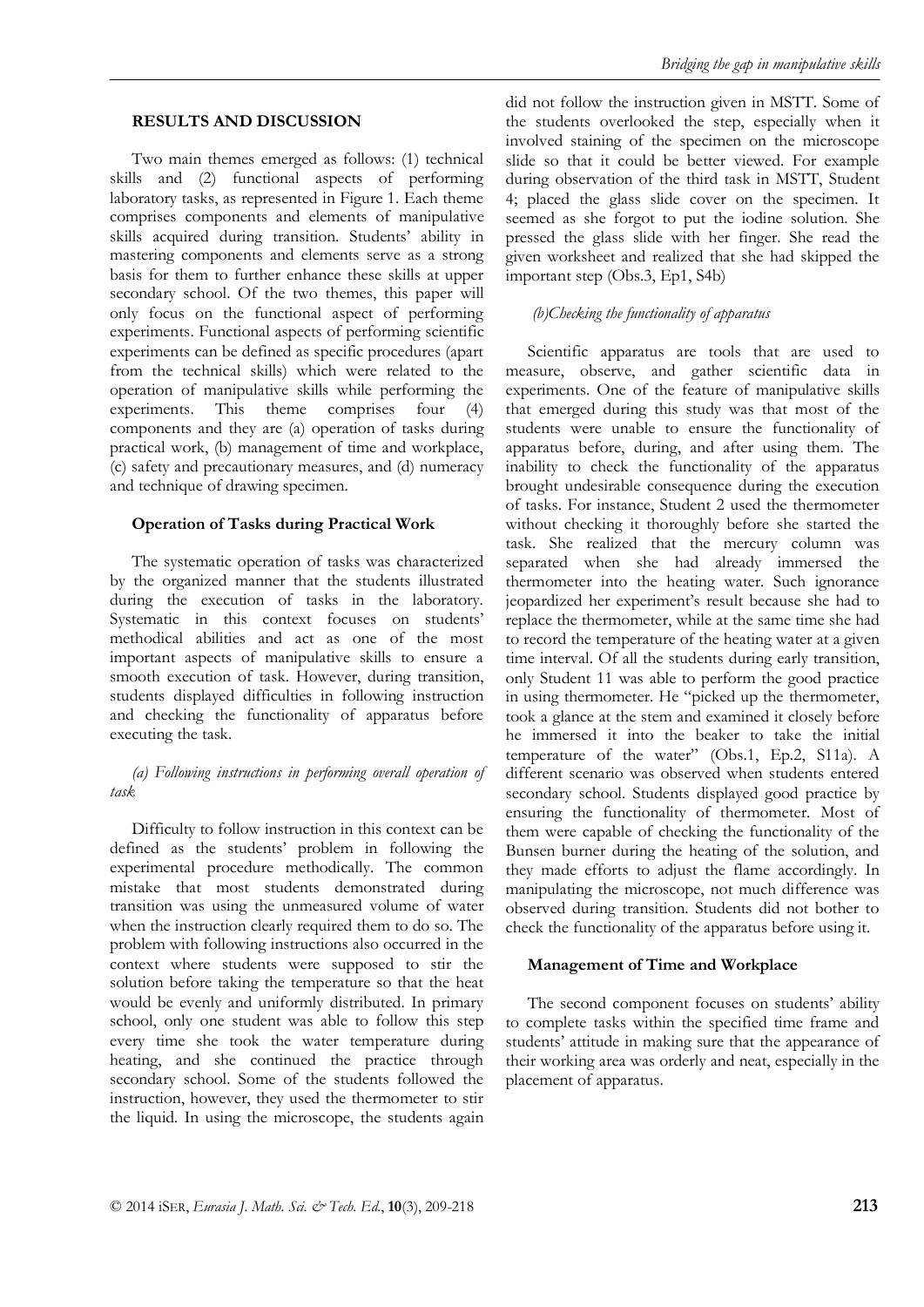## RESULTS AND DISCUSSION

Two main themes emerged as follows: (1) technical skills and (2) functional aspects of performing laboratory tasks, as represented in Figure 1. Each theme comprises components and elements of manipulative skills acquired during transition. Students' ability in mastering components and elements serve as a strong basis for them to further enhance these skills at upper secondary school. Of the two themes, this paper will only focus on the functional aspect of performing experiments. Functional aspects of performing scientific experiments can be defined as specific procedures (apart from the technical skills) which were related to the operation of manipulative skills while performing the experiments. This theme comprises four (4) components and they are (a) operation of tasks during practical work, (b) management of time and workplace, (c) safety and precautionary measures, and (d) numeracy and technique of drawing specimen.

### Operation of Tasks during Practical Work

The systematic operation of tasks was characterized by the organized manner that the students illustrated during the execution of tasks in the laboratory. Systematic in this context focuses on students' methodical abilities and act as one of the most important aspects of manipulative skills to ensure a smooth execution of task. However, during transition, students displayed difficulties in following instruction and checking the functionality of apparatus before executing the task.

*(a) Following instructions in performing overall operation of task*

Difficulty to follow instruction in this context can be defined as the students' problem in following the experimental procedure methodically. The common mistake that most students demonstrated during transition was using the unmeasured volume of water when the instruction clearly required them to do so. The problem with following instructions also occurred in the context where students were supposed to stir the solution before taking the temperature so that the heat would be evenly and uniformly distributed. In primary school, only one student was able to follow this step every time she took the water temperature during heating, and she continued the practice through secondary school. Some of the students followed the instruction, however, they used the thermometer to stir the liquid. In using the microscope, the students again did not follow the instruction given in MSTT. Some of the students overlooked the step, especially when it involved staining of the specimen on the microscope slide so that it could be better viewed. For example during observation of the third task in MSTT, Student 4; placed the glass slide cover on the specimen. It seemed as she forgot to put the iodine solution. She pressed the glass slide with her finger. She read the given worksheet and realized that she had skipped the important step (Obs.3, Ep1, S4b)

*(b)Checking the functionality of apparatus*

Scientific apparatus are tools that are used to measure, observe, and gather scientific data in experiments. One of the feature of manipulative skills that emerged during this study was that most of the students were unable to ensure the functionality of apparatus before, during, and after using them. The inability to check the functionality of the apparatus brought undesirable consequence during the execution of tasks. For instance, Student 2 used the thermometer without checking it thoroughly before she started the task. She realized that the mercury column was separated when she had already immersed the thermometer into the heating water. Such ignorance jeopardized her experiment's result because she had to replace the thermometer, while at the same time she had to record the temperature of the heating water at a given time interval. Of all the students during early transition, only Student 11 was able to perform the good practice in using thermometer. He "picked up the thermometer, took a glance at the stem and examined it closely before he immersed it into the beaker to take the initial temperature of the water" (Obs.1, Ep.2, S11a). A different scenario was observed when students entered secondary school. Students displayed good practice by ensuring the functionality of thermometer. Most of them were capable of checking the functionality of the Bunsen burner during the heating of the solution, and they made efforts to adjust the flame accordingly. In manipulating the microscope, not much difference was observed during transition. Students did not bother to check the functionality of the apparatus before using it.

### Management of Time and Workplace

The second component focuses on students' ability to complete tasks within the specified time frame and students' attitude in making sure that the appearance of their working area was orderly and neat, especially in the placement of apparatus.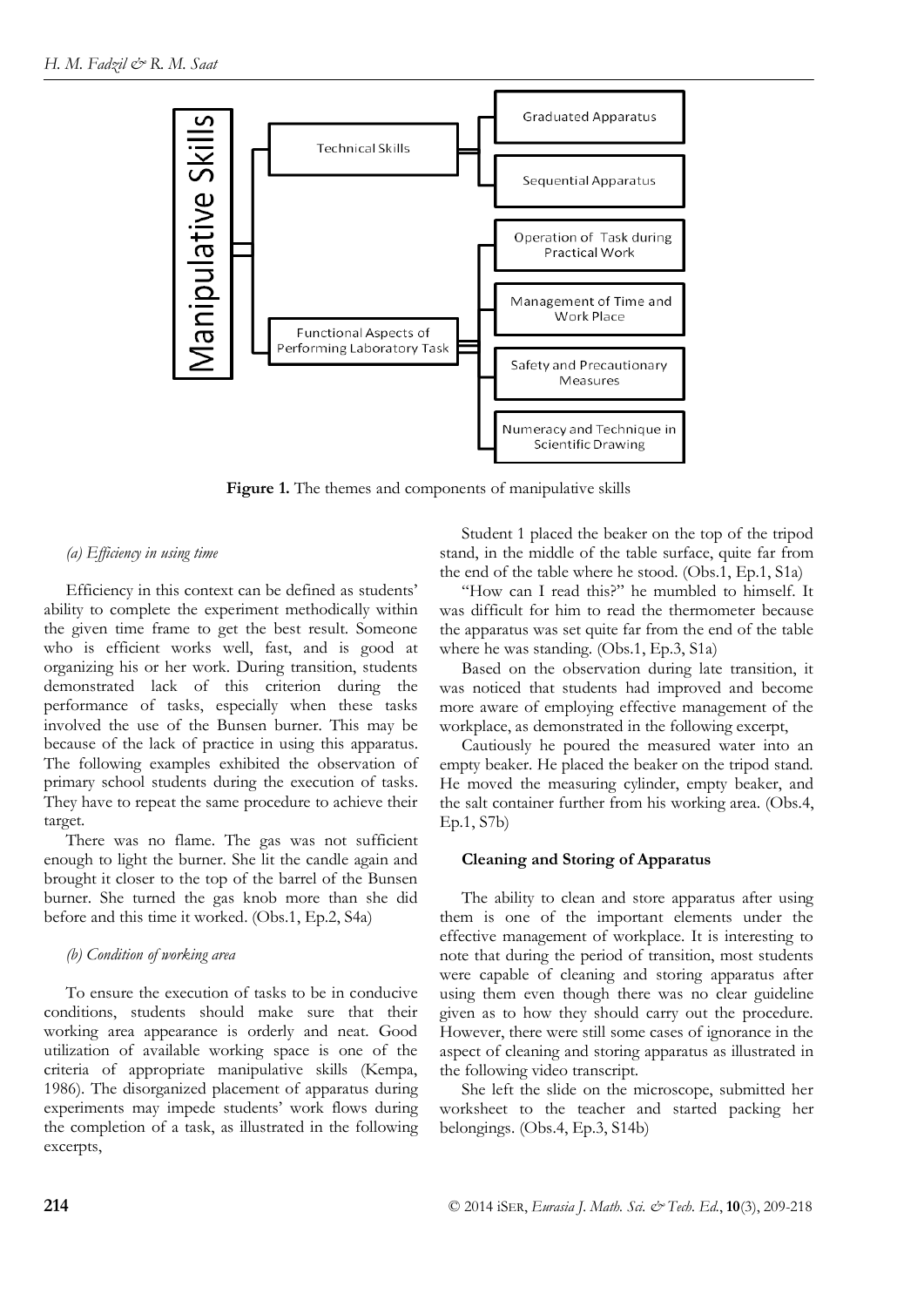- Manipulative Skills
  - Technical Skills
    - Graduated Apparatus
    - Sequential Apparatus
  - Functional Aspects of Performing Laboratory Task
    - Operation of Task during Practical Work
    - Management of Time and Work Place
    - Safety and Precautionary Measures
    - Numeracy and Technique in Scientific Drawing

**Figure 1.** The themes and components of manipulative skills

*(a) Efficiency in using time*

Efficiency in this context can be defined as students' ability to complete the experiment methodically within the given time frame to get the best result. Someone who is efficient works well, fast, and is good at organizing his or her work. During transition, students demonstrated lack of this criterion during the performance of tasks, especially when these tasks involved the use of the Bunsen burner. This may be because of the lack of practice in using this apparatus. The following examples exhibited the observation of primary school students during the execution of tasks. They have to repeat the same procedure to achieve their target.

There was no flame. The gas was not sufficient enough to light the burner. She lit the candle again and brought it closer to the top of the barrel of the Bunsen burner. She turned the gas knob more than she did before and this time it worked. (Obs.1, Ep.2, S4a)

*(b) Condition of working area*

To ensure the execution of tasks to be in conducive conditions, students should make sure that their working area appearance is orderly and neat. Good utilization of available working space is one of the criteria of appropriate manipulative skills (Kempa, 1986). The disorganized placement of apparatus during experiments may impede students' work flows during the completion of a task, as illustrated in the following excerpts,

Student 1 placed the beaker on the top of the tripod stand, in the middle of the table surface, quite far from the end of the table where he stood. (Obs.1, Ep.1, S1a)

"How can I read this?" he mumbled to himself. It was difficult for him to read the thermometer because the apparatus was set quite far from the end of the table where he was standing. (Obs.1, Ep.3, S1a)

Based on the observation during late transition, it was noticed that students had improved and become more aware of employing effective management of the workplace, as demonstrated in the following excerpt,

Cautiously he poured the measured water into an empty beaker. He placed the beaker on the tripod stand. He moved the measuring cylinder, empty beaker, and the salt container further from his working area. (Obs.4, Ep.1, S7b)

**Cleaning and Storing of Apparatus**

The ability to clean and store apparatus after using them is one of the important elements under the effective management of workplace. It is interesting to note that during the period of transition, most students were capable of cleaning and storing apparatus after using them even though there was no clear guideline given as to how they should carry out the procedure. However, there were still some cases of ignorance in the aspect of cleaning and storing apparatus as illustrated in the following video transcript.

She left the slide on the microscope, submitted her worksheet to the teacher and started packing her belongings. (Obs.4, Ep.3, S14b)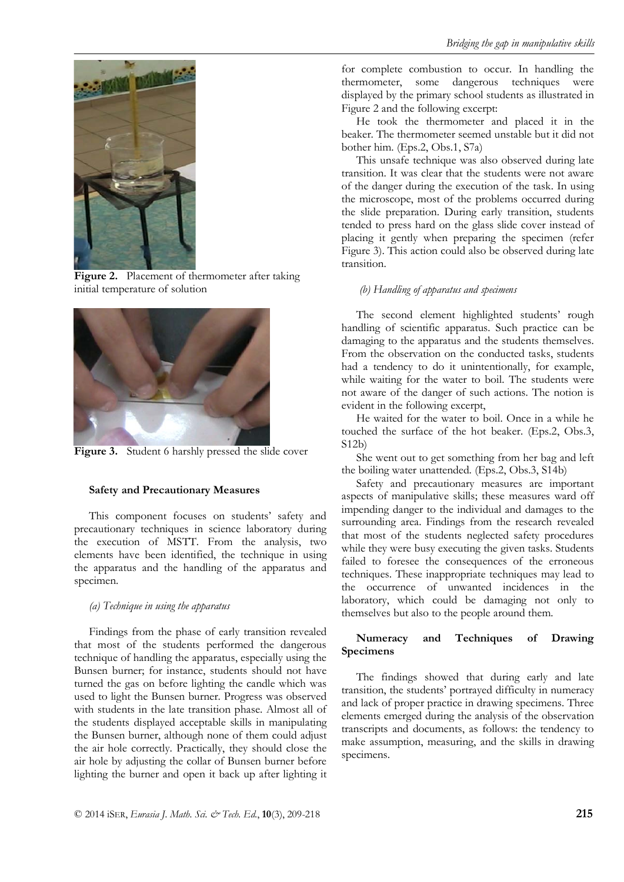Figure 2. Placement of thermometer after taking initial temperature of solution

Figure 3. Student 6 harshly pressed the slide cover

### Safety and Precautionary Measures

This component focuses on students' safety and precautionary techniques in science laboratory during the execution of MSTT. From the analysis, two elements have been identified, the technique in using the apparatus and the handling of the apparatus and specimen.

#### *(a) Technique in using the apparatus*

Findings from the phase of early transition revealed that most of the students performed the dangerous technique of handling the apparatus, especially using the Bunsen burner; for instance, students should not have turned the gas on before lighting the candle which was used to light the Bunsen burner. Progress was observed with students in the late transition phase. Almost all of the students displayed acceptable skills in manipulating the Bunsen burner, although none of them could adjust the air hole correctly. Practically, they should close the air hole by adjusting the collar of Bunsen burner before lighting the burner and open it back up after lighting it for complete combustion to occur. In handling the thermometer, some dangerous techniques were displayed by the primary school students as illustrated in Figure 2 and the following excerpt:

He took the thermometer and placed it in the beaker. The thermometer seemed unstable but it did not bother him. (Eps.2, Obs.1, S7a)

This unsafe technique was also observed during late transition. It was clear that the students were not aware of the danger during the execution of the task. In using the microscope, most of the problems occurred during the slide preparation. During early transition, students tended to press hard on the glass slide cover instead of placing it gently when preparing the specimen (refer Figure 3). This action could also be observed during late transition.

#### *(b) Handling of apparatus and specimens*

The second element highlighted students' rough handling of scientific apparatus. Such practice can be damaging to the apparatus and the students themselves. From the observation on the conducted tasks, students had a tendency to do it unintentionally, for example, while waiting for the water to boil. The students were not aware of the danger of such actions. The notion is evident in the following excerpt,

He waited for the water to boil. Once in a while he touched the surface of the hot beaker. (Eps.2, Obs.3, S12b)

She went out to get something from her bag and left the boiling water unattended. (Eps.2, Obs.3, S14b)

Safety and precautionary measures are important aspects of manipulative skills; these measures ward off impending danger to the individual and damages to the surrounding area. Findings from the research revealed that most of the students neglected safety procedures while they were busy executing the given tasks. Students failed to foresee the consequences of the erroneous techniques. These inappropriate techniques may lead to the occurrence of unwanted incidences in the laboratory, which could be damaging not only to themselves but also to the people around them.

### Numeracy and Techniques of Drawing Specimens

The findings showed that during early and late transition, the students' portrayed difficulty in numeracy and lack of proper practice in drawing specimens. Three elements emerged during the analysis of the observation transcripts and documents, as follows: the tendency to make assumption, measuring, and the skills in drawing specimens.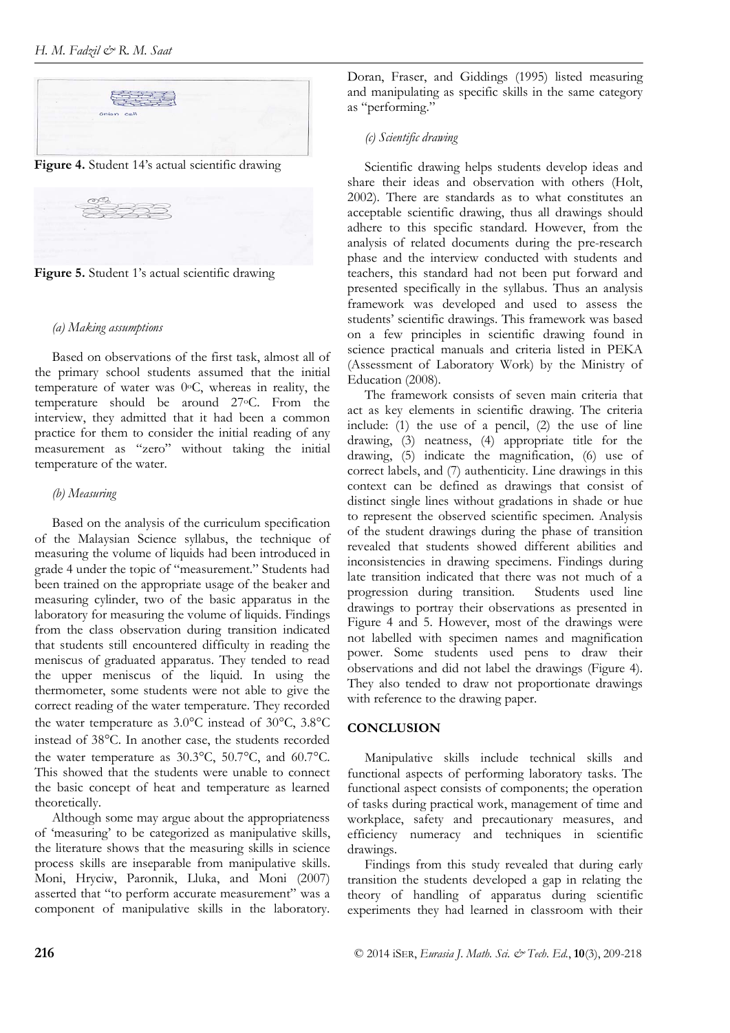Figure 4. Student 14's actual scientific drawing

Figure 5. Student 1's actual scientific drawing

*(a) Making assumptions*

Based on observations of the first task, almost all of the primary school students assumed that the initial temperature of water was 0°C, whereas in reality, the temperature should be around 27°C. From the interview, they admitted that it had been a common practice for them to consider the initial reading of any measurement as "zero" without taking the initial temperature of the water.

*(b) Measuring*

Based on the analysis of the curriculum specification of the Malaysian Science syllabus, the technique of measuring the volume of liquids had been introduced in grade 4 under the topic of "measurement." Students had been trained on the appropriate usage of the beaker and measuring cylinder, two of the basic apparatus in the laboratory for measuring the volume of liquids. Findings from the class observation during transition indicated that students still encountered difficulty in reading the meniscus of graduated apparatus. They tended to read the upper meniscus of the liquid. In using the thermometer, some students were not able to give the correct reading of the water temperature. They recorded the water temperature as 3.0°C instead of 30°C, 3.8°C instead of 38°C. In another case, the students recorded the water temperature as 30.3°C, 50.7°C, and 60.7°C. This showed that the students were unable to connect the basic concept of heat and temperature as learned theoretically.

Although some may argue about the appropriateness of 'measuring' to be categorized as manipulative skills, the literature shows that the measuring skills in science process skills are inseparable from manipulative skills. Moni, Hryciw, Paronnik, Lluka, and Moni (2007) asserted that "to perform accurate measurement" was a component of manipulative skills in the laboratory. Doran, Fraser, and Giddings (1995) listed measuring and manipulating as specific skills in the same category as "performing."

*(c) Scientific drawing*

Scientific drawing helps students develop ideas and share their ideas and observation with others (Holt, 2002). There are standards as to what constitutes an acceptable scientific drawing, thus all drawings should adhere to this specific standard. However, from the analysis of related documents during the pre-research phase and the interview conducted with students and teachers, this standard had not been put forward and presented specifically in the syllabus. Thus an analysis framework was developed and used to assess the students' scientific drawings. This framework was based on a few principles in scientific drawing found in science practical manuals and criteria listed in PEKA (Assessment of Laboratory Work) by the Ministry of Education (2008).

The framework consists of seven main criteria that act as key elements in scientific drawing. The criteria include: (1) the use of a pencil, (2) the use of line drawing, (3) neatness, (4) appropriate title for the drawing, (5) indicate the magnification, (6) use of correct labels, and (7) authenticity. Line drawings in this context can be defined as drawings that consist of distinct single lines without gradations in shade or hue to represent the observed scientific specimen. Analysis of the student drawings during the phase of transition revealed that students showed different abilities and inconsistencies in drawing specimens. Findings during late transition indicated that there was not much of a progression during transition. Students used line drawings to portray their observations as presented in Figure 4 and 5. However, most of the drawings were not labelled with specimen names and magnification power. Some students used pens to draw their observations and did not label the drawings (Figure 4). They also tended to draw not proportionate drawings with reference to the drawing paper.

## CONCLUSION

Manipulative skills include technical skills and functional aspects of performing laboratory tasks. The functional aspect consists of components; the operation of tasks during practical work, management of time and workplace, safety and precautionary measures, and efficiency numeracy and techniques in scientific drawings.

Findings from this study revealed that during early transition the students developed a gap in relating the theory of handling of apparatus during scientific experiments they had learned in classroom with their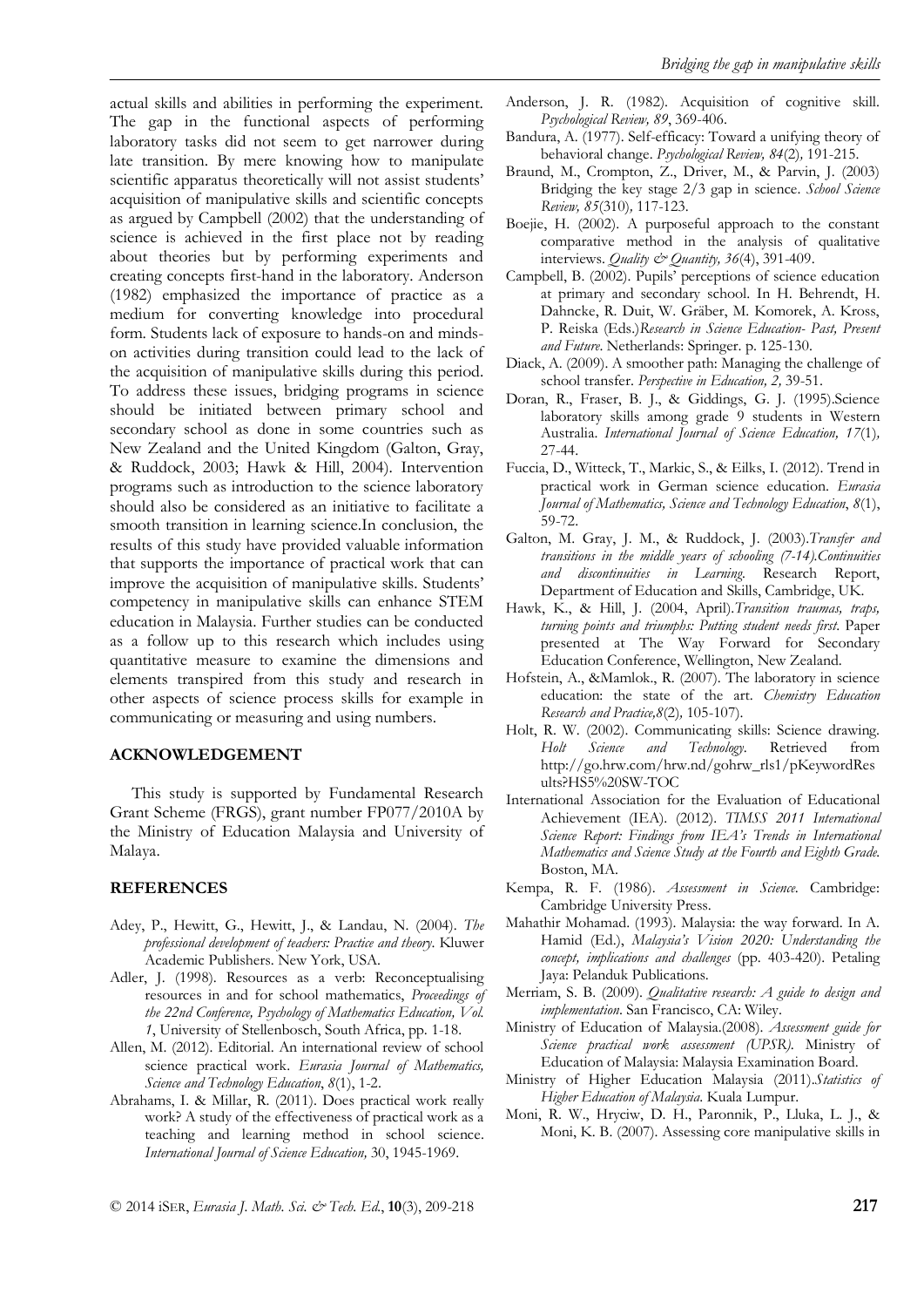actual skills and abilities in performing the experiment. The gap in the functional aspects of performing laboratory tasks did not seem to get narrower during late transition. By mere knowing how to manipulate scientific apparatus theoretically will not assist students' acquisition of manipulative skills and scientific concepts as argued by Campbell (2002) that the understanding of science is achieved in the first place not by reading about theories but by performing experiments and creating concepts first-hand in the laboratory. Anderson (1982) emphasized the importance of practice as a medium for converting knowledge into procedural form. Students lack of exposure to hands-on and minds-on activities during transition could lead to the lack of the acquisition of manipulative skills during this period. To address these issues, bridging programs in science should be initiated between primary school and secondary school as done in some countries such as New Zealand and the United Kingdom (Galton, Gray, & Ruddock, 2003; Hawk & Hill, 2004). Intervention programs such as introduction to the science laboratory should also be considered as an initiative to facilitate a smooth transition in learning science.In conclusion, the results of this study have provided valuable information that supports the importance of practical work that can improve the acquisition of manipulative skills. Students' competency in manipulative skills can enhance STEM education in Malaysia. Further studies can be conducted as a follow up to this research which includes using quantitative measure to examine the dimensions and elements transpired from this study and research in other aspects of science process skills for example in communicating or measuring and using numbers.

## ACKNOWLEDGEMENT

This study is supported by Fundamental Research Grant Scheme (FRGS), grant number FP077/2010A by the Ministry of Education Malaysia and University of Malaya.

## REFERENCES

Adey, P., Hewitt, G., Hewitt, J., & Landau, N. (2004). *The professional development of teachers: Practice and theory*. Kluwer Academic Publishers. New York, USA.

Adler, J. (1998). Resources as a verb: Reconceptualising resources in and for school mathematics, *Proceedings of the 22nd Conference, Psychology of Mathematics Education, Vol. 1*, University of Stellenbosch, South Africa, pp. 1-18.

Allen, M. (2012). Editorial. An international review of school science practical work. *Eurasia Journal of Mathematics, Science and Technology Education*, *8*(1), 1-2.

Abrahams, I. & Millar, R. (2011). Does practical work really work? A study of the effectiveness of practical work as a teaching and learning method in school science. *International Journal of Science Education,* 30, 1945-1969.

Anderson, J. R. (1982). Acquisition of cognitive skill. *Psychological Review, 89*, 369-406.

Bandura, A. (1977). Self-efficacy: Toward a unifying theory of behavioral change. *Psychological Review, 84*(2)*,* 191-215.

Braund, M., Crompton, Z., Driver, M., & Parvin, J. (2003) Bridging the key stage 2/3 gap in science. *School Science Review, 85*(310)*,* 117-123.

Boejie, H. (2002). A purposeful approach to the constant comparative method in the analysis of qualitative interviews. *Quality & Quantity, 36*(4), 391-409.

Campbell, B. (2002). Pupils' perceptions of science education at primary and secondary school. In H. Behrendt, H. Dahncke, R. Duit, W. Gräber, M. Komorek, A. Kross, P. Reiska (Eds.)*Research in Science Education- Past, Present and Future*. Netherlands: Springer. p. 125-130.

Diack, A. (2009). A smoother path: Managing the challenge of school transfer. *Perspective in Education, 2,* 39-51.

Doran, R., Fraser, B. J., & Giddings, G. J. (1995).Science laboratory skills among grade 9 students in Western Australia. *International Journal of Science Education, 17*(1)*,* 27-44.

Fuccia, D., Witteck, T., Markic, S., & Eilks, I. (2012). Trend in practical work in German science education. *Eurasia Journal of Mathematics, Science and Technology Education*, *8*(1), 59-72.

Galton, M. Gray, J. M., & Ruddock, J. (2003).*Transfer and transitions in the middle years of schooling (7-14).Continuities and discontinuities in Learning.* Research Report, Department of Education and Skills, Cambridge, UK.

Hawk, K., & Hill, J. (2004, April).*Transition traumas, traps, turning points and triumphs: Putting student needs first*. Paper presented at The Way Forward for Secondary Education Conference, Wellington, New Zealand.

Hofstein, A., &Mamlok., R. (2007). The laboratory in science education: the state of the art. *Chemistry Education Research and Practice,8*(2)*,* 105-107).

Holt, R. W. (2002). Communicating skills: Science drawing. *Holt Science and Technology*. Retrieved from http://go.hrw.com/hrw.nd/gohrw_rls1/pKeywordResults?HS5%20SW-TOC

International Association for the Evaluation of Educational Achievement (IEA). (2012). *TIMSS 2011 International Science Report: Findings from IEA's Trends in International Mathematics and Science Study at the Fourth and Eighth Grade.* Boston, MA.

Kempa, R. F. (1986). *Assessment in Science*. Cambridge: Cambridge University Press.

Mahathir Mohamad. (1993). Malaysia: the way forward. In A. Hamid (Ed.), *Malaysia's Vision 2020: Understanding the concept, implications and challenges* (pp. 403-420). Petaling Jaya: Pelanduk Publications.

Merriam, S. B. (2009). *Qualitative research: A guide to design and implementation*. San Francisco, CA: Wiley.

Ministry of Education of Malaysia.(2008). *Assessment guide for Science practical work assessment (UPSR)*. Ministry of Education of Malaysia: Malaysia Examination Board.

Ministry of Higher Education Malaysia (2011).*Statistics of Higher Education of Malaysia*. Kuala Lumpur.

Moni, R. W., Hryciw, D. H., Paronnik, P., Lluka, L. J., & Moni, K. B. (2007). Assessing core manipulative skills in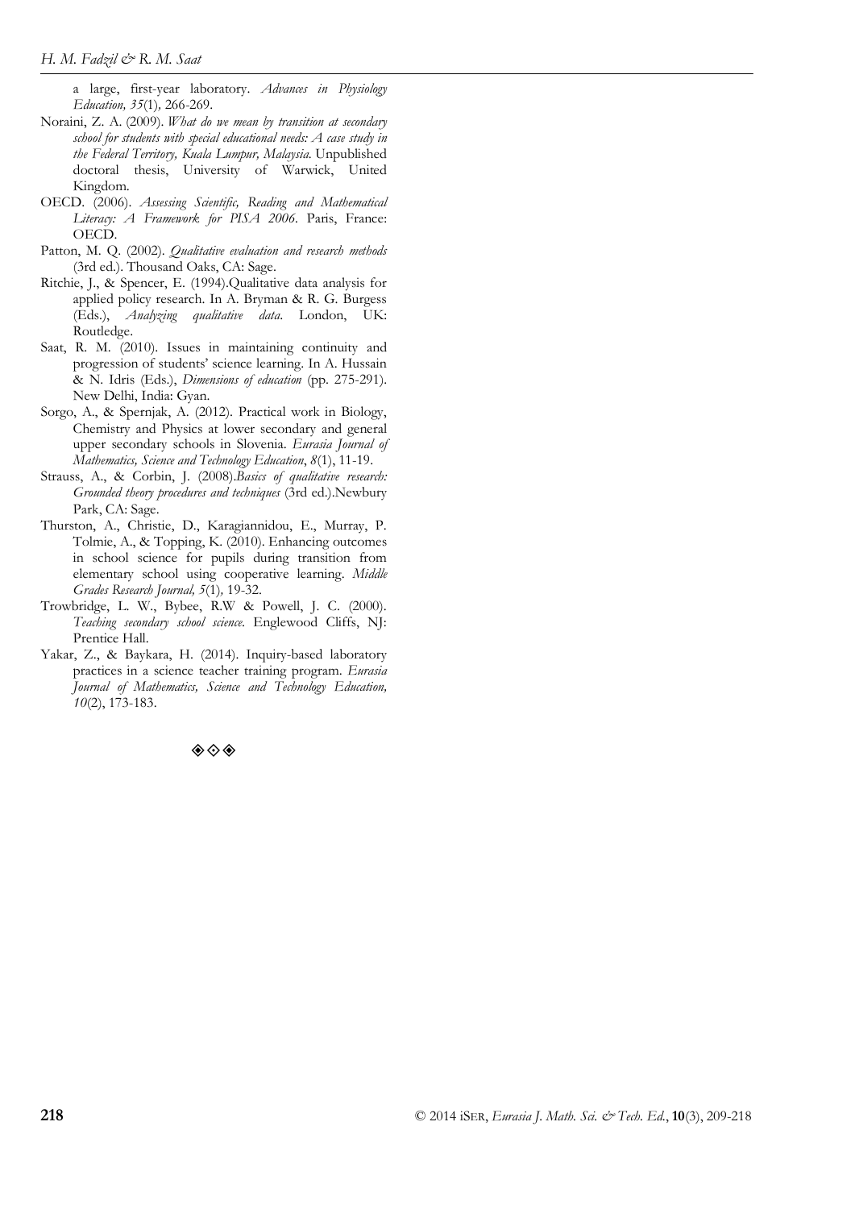a large, first-year laboratory. *Advances in Physiology Education, 35*(1), 266-269.

Noraini, Z. A. (2009). *What do we mean by transition at secondary school for students with special educational needs: A case study in the Federal Territory, Kuala Lumpur, Malaysia.* Unpublished doctoral thesis, University of Warwick, United Kingdom.

OECD. (2006). *Assessing Scientific, Reading and Mathematical Literacy: A Framework for PISA 2006.* Paris, France: OECD.

Patton, M. Q. (2002). *Qualitative evaluation and research methods* (3rd ed.). Thousand Oaks, CA: Sage.

Ritchie, J., & Spencer, E. (1994).Qualitative data analysis for applied policy research. In A. Bryman & R. G. Burgess (Eds.), *Analyzing qualitative data*. London, UK: Routledge.

Saat, R. M. (2010). Issues in maintaining continuity and progression of students' science learning. In A. Hussain & N. Idris (Eds.), *Dimensions of education* (pp. 275-291). New Delhi, India: Gyan.

Sorgo, A., & Spernjak, A. (2012). Practical work in Biology, Chemistry and Physics at lower secondary and general upper secondary schools in Slovenia. *Eurasia Journal of Mathematics, Science and Technology Education*, *8*(1), 11-19.

Strauss, A., & Corbin, J. (2008).*Basics of qualitative research: Grounded theory procedures and techniques* (3rd ed.).Newbury Park, CA: Sage.

Thurston, A., Christie, D., Karagiannidou, E., Murray, P. Tolmie, A., & Topping, K. (2010). Enhancing outcomes in school science for pupils during transition from elementary school using cooperative learning. *Middle Grades Research Journal, 5*(1), 19-32.

Trowbridge, L. W., Bybee, R.W & Powell, J. C. (2000). *Teaching secondary school science.* Englewood Cliffs, NJ: Prentice Hall.

Yakar, Z., & Baykara, H. (2014). Inquiry-based laboratory practices in a science teacher training program. *Eurasia Journal of Mathematics, Science and Technology Education, 10*(2), 173-183.

◈◇◈